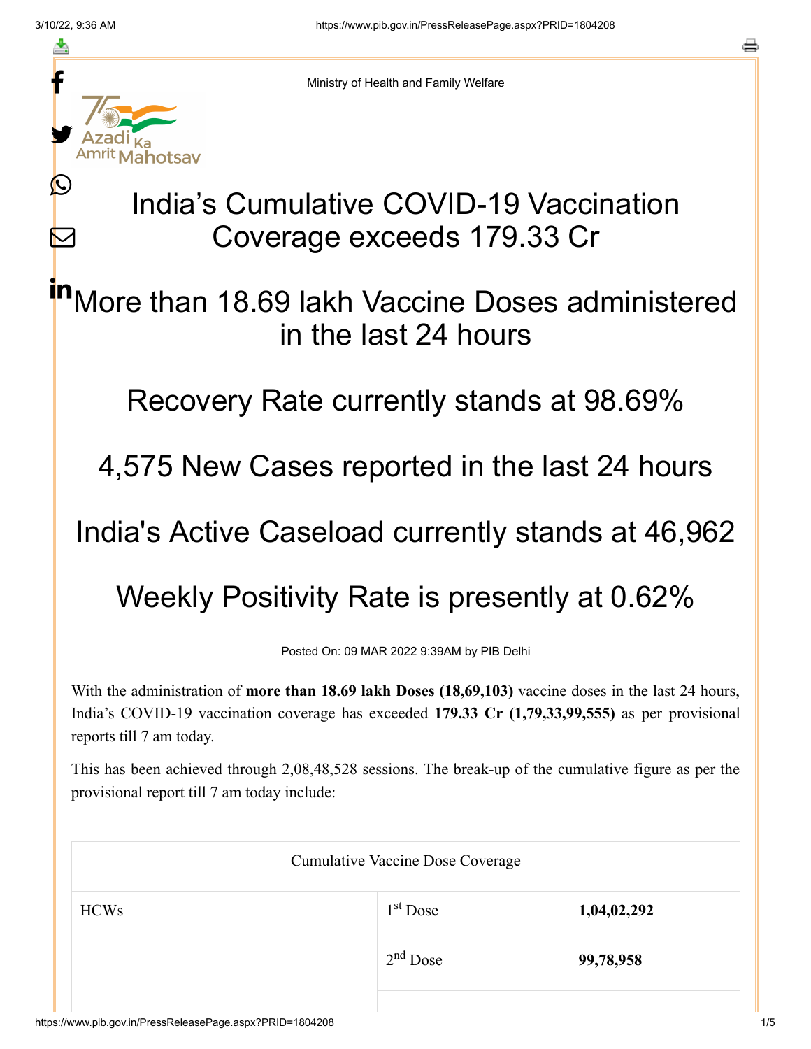Ministry of Health and Family Welfare

# India's Cumulative COVID-19 Vaccination Coverage exceeds 179.33 Cr

## More than 18.69 lakh Vaccine Doses administered in the last 24 hours

## Recovery Rate currently stands at 98.69%

## 4,575 New Cases reported in the last 24 hours

## India's Active Caseload currently stands at 46,962

## Weekly Positivity Rate is presently at 0.62%

Posted On: 09 MAR 2022 9:39AM by PIB Delhi

With the administration of **more than 18.69 lakh Doses (18,69,103)** vaccine doses in the last 24 hours, India's COVID-19 vaccination coverage has exceeded **179.33 Cr (1,79,33,99,555)** as per provisional reports till 7 am today.

This has been achieved through 2,08,48,528 sessions. The break-up of the cumulative figure as per the provisional report till 7 am today include:

| Cumulative Vaccine Dose Coverage | | |
|---|---|---|
| HCWs | 1st Dose | **1,04,02,292** |
| | 2nd Dose | **99,78,958** |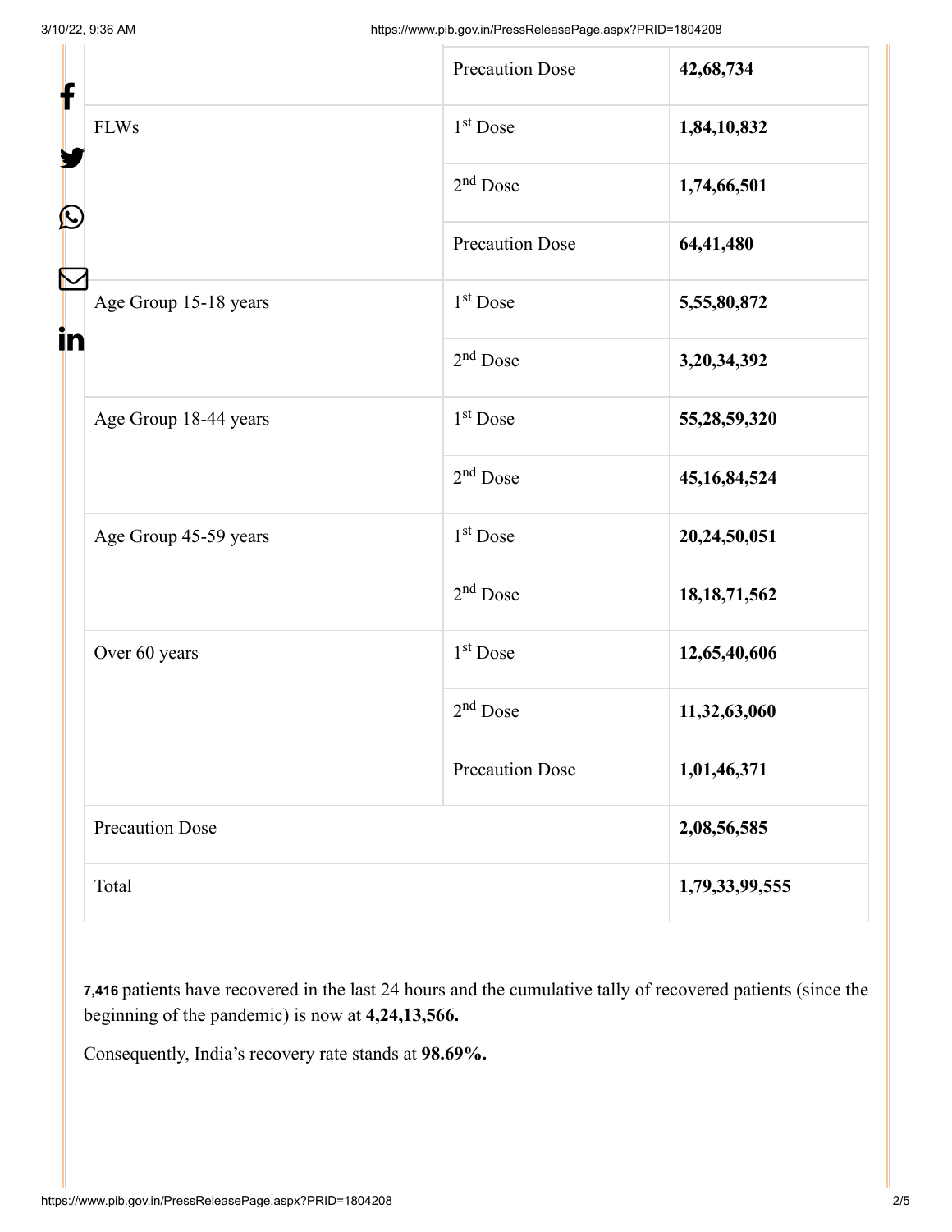| | | |
|---|---|---|
| | Precaution Dose | **42,68,734** |
| FLWs | 1st Dose | **1,84,10,832** |
| | 2nd Dose | **1,74,66,501** |
| | Precaution Dose | **64,41,480** |
| Age Group 15-18 years | 1st Dose | **5,55,80,872** |
| | 2nd Dose | **3,20,34,392** |
| Age Group 18-44 years | 1st Dose | **55,28,59,320** |
| | 2nd Dose | **45,16,84,524** |
| Age Group 45-59 years | 1st Dose | **20,24,50,051** |
| | 2nd Dose | **18,18,71,562** |
| Over 60 years | 1st Dose | **12,65,40,606** |
| | 2nd Dose | **11,32,63,060** |
| | Precaution Dose | **1,01,46,371** |
| Precaution Dose | | **2,08,56,585** |
| Total | | **1,79,33,99,555** |

**7,416** patients have recovered in the last 24 hours and the cumulative tally of recovered patients (since the beginning of the pandemic) is now at **4,24,13,566.**

Consequently, India's recovery rate stands at **98.69%.**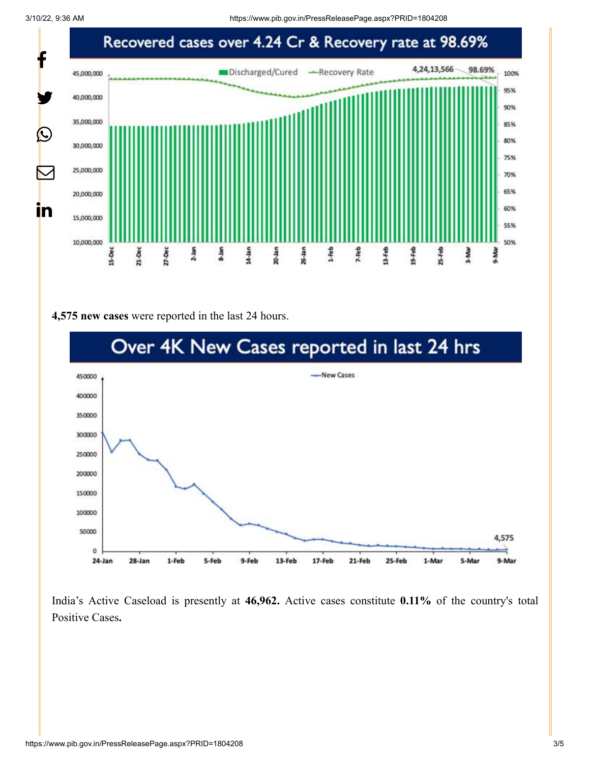## Recovered cases over 4.24 Cr & Recovery rate at 98.69%

**4,575 new cases** were reported in the last 24 hours.

## Over 4K New Cases reported in last 24 hrs

India's Active Caseload is presently at **46,962.** Active cases constitute **0.11%** of the country's total Positive Cases**.**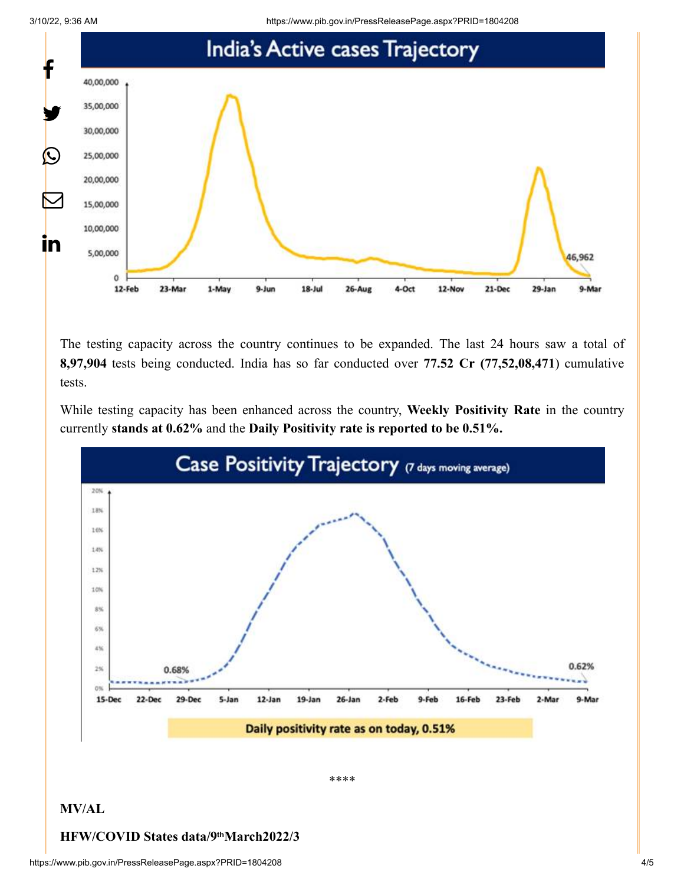## India's Active cases Trajectory

The testing capacity across the country continues to be expanded. The last 24 hours saw a total of **8,97,904** tests being conducted. India has so far conducted over **77.52 Cr (77,52,08,471)** cumulative tests.

While testing capacity has been enhanced across the country, **Weekly Positivity Rate** in the country currently **stands at 0.62%** and the **Daily Positivity rate is reported to be 0.51%.**

## Case Positivity Trajectory (7 days moving average)

Daily positivity rate as on today, 0.51%

****

**MV/AL**

**HFW/COVID States data/9th March2022/3**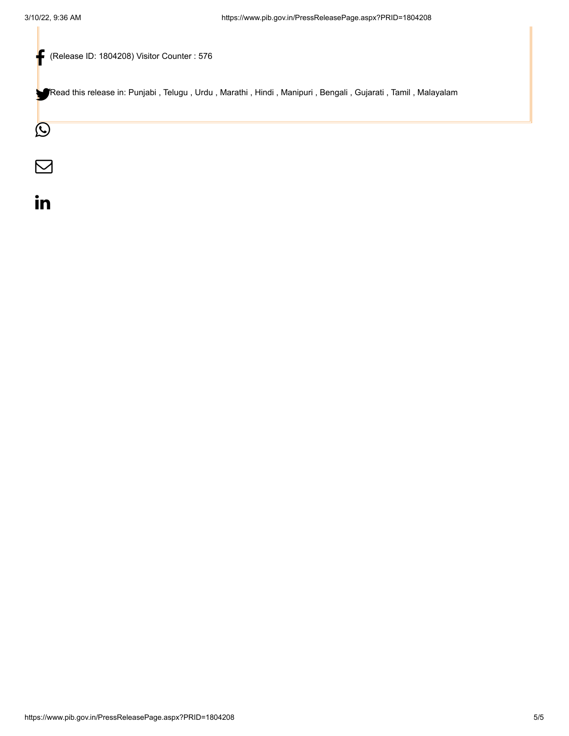(Release ID: 1804208) Visitor Counter : 576

Read this release in: Punjabi , Telugu , Urdu , Marathi , Hindi , Manipuri , Bengali , Gujarati , Tamil , Malayalam